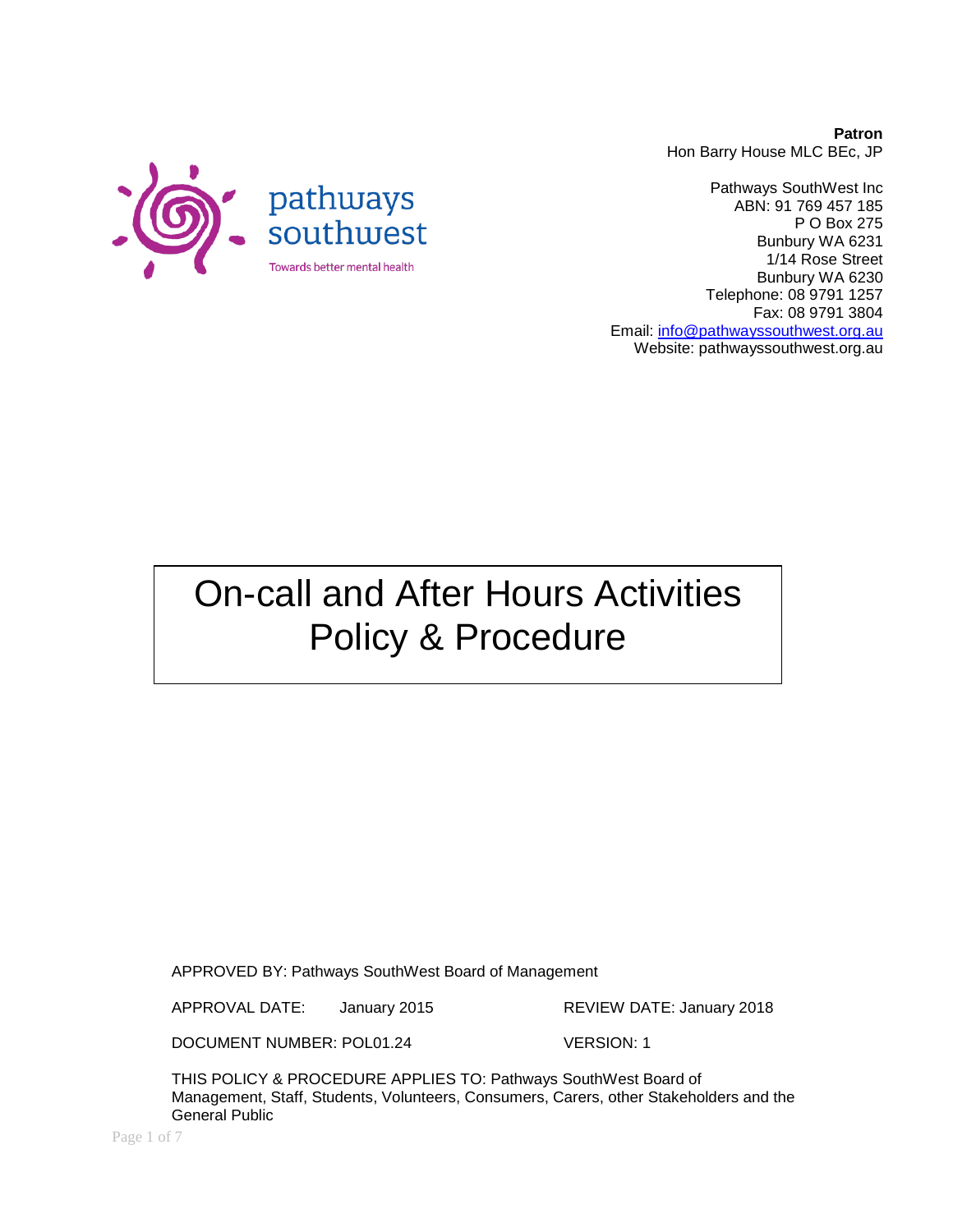pathways southwest

Towards better mental health

**Patron**
Hon Barry House MLC BEc, JP

Pathways SouthWest Inc
ABN: 91 769 457 185
P O Box 275
Bunbury WA 6231
1/14 Rose Street
Bunbury WA 6230
Telephone: 08 9791 1257
Fax: 08 9791 3804
Email: info@pathwayssouthwest.org.au
Website: pathwayssouthwest.org.au

# On-call and After Hours Activities Policy & Procedure

APPROVED BY: Pathways SouthWest Board of Management

APPROVAL DATE: January 2015

REVIEW DATE: January 2018

DOCUMENT NUMBER: POL01.24

VERSION: 1

THIS POLICY & PROCEDURE APPLIES TO: Pathways SouthWest Board of Management, Staff, Students, Volunteers, Consumers, Carers, other Stakeholders and the General Public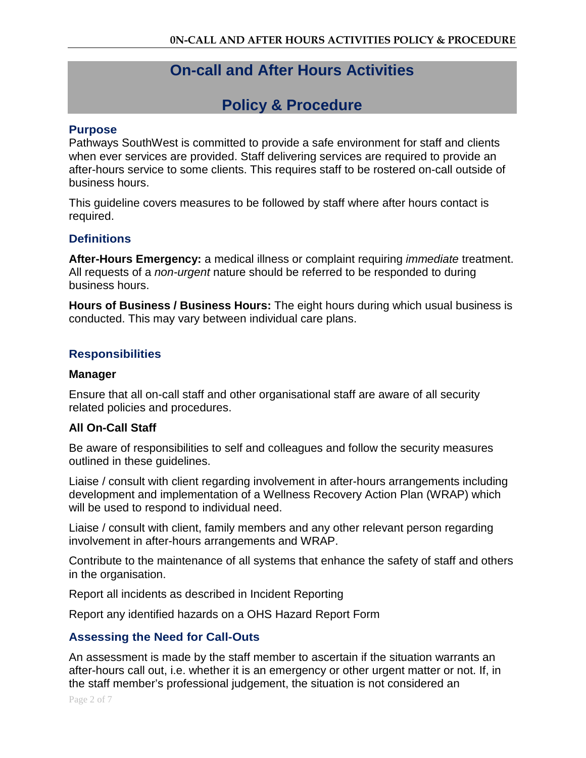# On-call and After Hours Activities

# Policy & Procedure

## Purpose

Pathways SouthWest is committed to provide a safe environment for staff and clients when ever services are provided. Staff delivering services are required to provide an after-hours service to some clients. This requires staff to be rostered on-call outside of business hours.

This guideline covers measures to be followed by staff where after hours contact is required.

## Definitions

**After-Hours Emergency:** a medical illness or complaint requiring *immediate* treatment. All requests of a *non-urgent* nature should be referred to be responded to during business hours.

**Hours of Business / Business Hours:** The eight hours during which usual business is conducted. This may vary between individual care plans.

## Responsibilities

### Manager

Ensure that all on-call staff and other organisational staff are aware of all security related policies and procedures.

### All On-Call Staff

Be aware of responsibilities to self and colleagues and follow the security measures outlined in these guidelines.

Liaise / consult with client regarding involvement in after-hours arrangements including development and implementation of a Wellness Recovery Action Plan (WRAP) which will be used to respond to individual need.

Liaise / consult with client, family members and any other relevant person regarding involvement in after-hours arrangements and WRAP.

Contribute to the maintenance of all systems that enhance the safety of staff and others in the organisation.

Report all incidents as described in Incident Reporting

Report any identified hazards on a OHS Hazard Report Form

## Assessing the Need for Call-Outs

An assessment is made by the staff member to ascertain if the situation warrants an after-hours call out, i.e. whether it is an emergency or other urgent matter or not. If, in the staff member's professional judgement, the situation is not considered an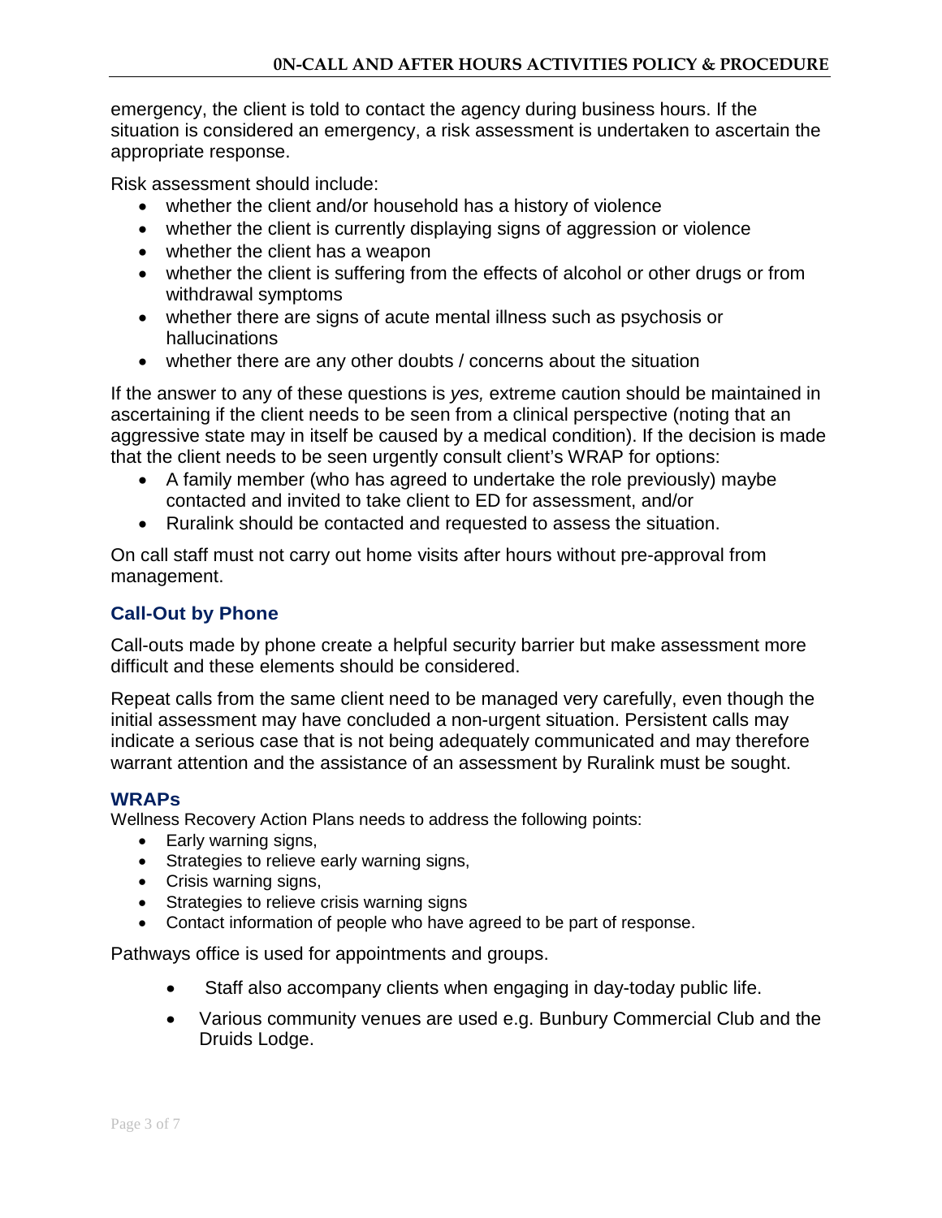emergency, the client is told to contact the agency during business hours. If the situation is considered an emergency, a risk assessment is undertaken to ascertain the appropriate response.

Risk assessment should include:

- whether the client and/or household has a history of violence
- whether the client is currently displaying signs of aggression or violence
- whether the client has a weapon
- whether the client is suffering from the effects of alcohol or other drugs or from withdrawal symptoms
- whether there are signs of acute mental illness such as psychosis or hallucinations
- whether there are any other doubts / concerns about the situation

If the answer to any of these questions is *yes,* extreme caution should be maintained in ascertaining if the client needs to be seen from a clinical perspective (noting that an aggressive state may in itself be caused by a medical condition). If the decision is made that the client needs to be seen urgently consult client's WRAP for options:

- A family member (who has agreed to undertake the role previously) maybe contacted and invited to take client to ED for assessment, and/or
- Ruralink should be contacted and requested to assess the situation.

On call staff must not carry out home visits after hours without pre-approval from management.

### Call-Out by Phone

Call-outs made by phone create a helpful security barrier but make assessment more difficult and these elements should be considered.

Repeat calls from the same client need to be managed very carefully, even though the initial assessment may have concluded a non-urgent situation. Persistent calls may indicate a serious case that is not being adequately communicated and may therefore warrant attention and the assistance of an assessment by Ruralink must be sought.

### WRAPs

Wellness Recovery Action Plans needs to address the following points:

- Early warning signs,
- Strategies to relieve early warning signs,
- Crisis warning signs,
- Strategies to relieve crisis warning signs
- Contact information of people who have agreed to be part of response.

Pathways office is used for appointments and groups.

- Staff also accompany clients when engaging in day-today public life.
- Various community venues are used e.g. Bunbury Commercial Club and the Druids Lodge.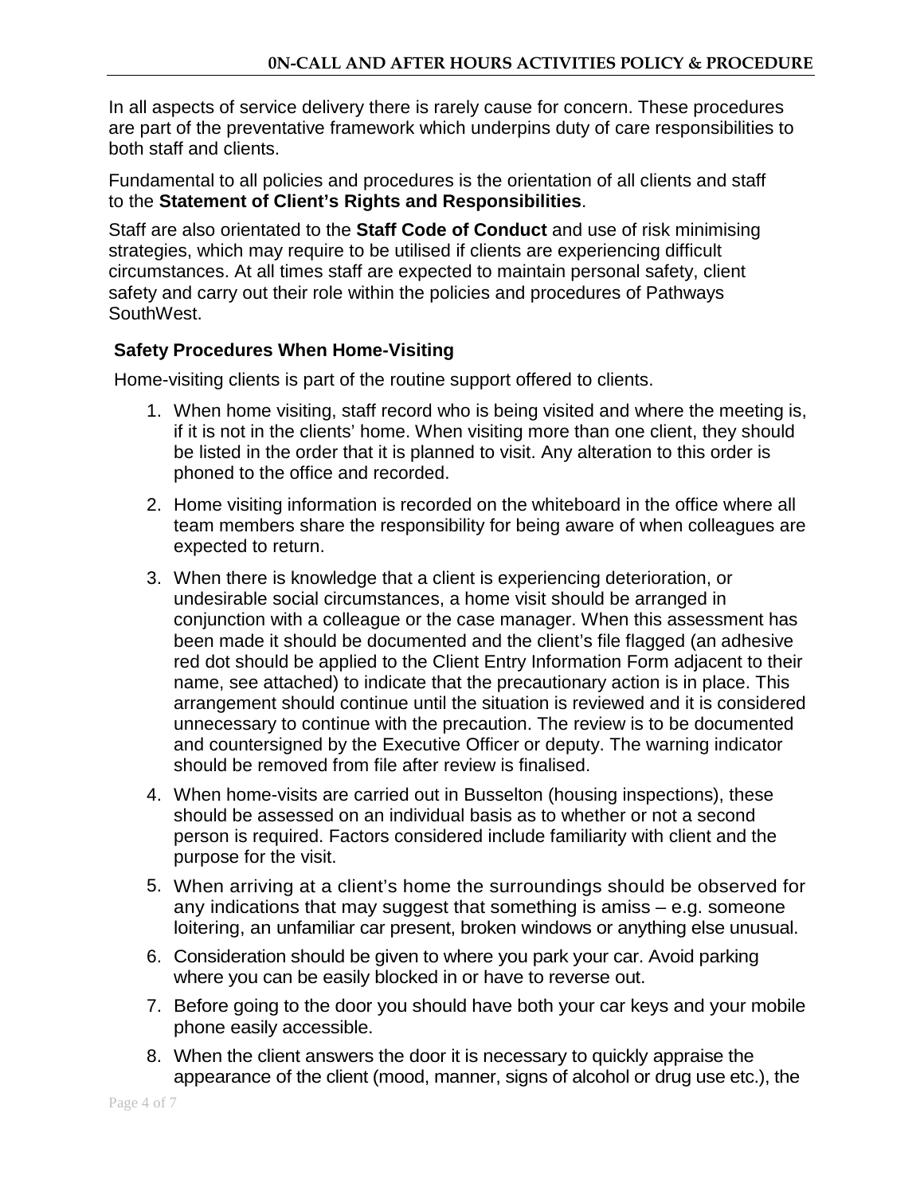In all aspects of service delivery there is rarely cause for concern. These procedures are part of the preventative framework which underpins duty of care responsibilities to both staff and clients.

Fundamental to all policies and procedures is the orientation of all clients and staff to the **Statement of Client's Rights and Responsibilities**.

Staff are also orientated to the **Staff Code of Conduct** and use of risk minimising strategies, which may require to be utilised if clients are experiencing difficult circumstances. At all times staff are expected to maintain personal safety, client safety and carry out their role within the policies and procedures of Pathways SouthWest.

### Safety Procedures When Home-Visiting

Home-visiting clients is part of the routine support offered to clients.

1. When home visiting, staff record who is being visited and where the meeting is, if it is not in the clients' home. When visiting more than one client, they should be listed in the order that it is planned to visit. Any alteration to this order is phoned to the office and recorded.
2. Home visiting information is recorded on the whiteboard in the office where all team members share the responsibility for being aware of when colleagues are expected to return.
3. When there is knowledge that a client is experiencing deterioration, or undesirable social circumstances, a home visit should be arranged in conjunction with a colleague or the case manager. When this assessment has been made it should be documented and the client's file flagged (an adhesive red dot should be applied to the Client Entry Information Form adjacent to their name, see attached) to indicate that the precautionary action is in place. This arrangement should continue until the situation is reviewed and it is considered unnecessary to continue with the precaution. The review is to be documented and countersigned by the Executive Officer or deputy. The warning indicator should be removed from file after review is finalised.
4. When home-visits are carried out in Busselton (housing inspections), these should be assessed on an individual basis as to whether or not a second person is required. Factors considered include familiarity with client and the purpose for the visit.
5. When arriving at a client's home the surroundings should be observed for any indications that may suggest that something is amiss – e.g. someone loitering, an unfamiliar car present, broken windows or anything else unusual.
6. Consideration should be given to where you park your car. Avoid parking where you can be easily blocked in or have to reverse out.
7. Before going to the door you should have both your car keys and your mobile phone easily accessible.
8. When the client answers the door it is necessary to quickly appraise the appearance of the client (mood, manner, signs of alcohol or drug use etc.), the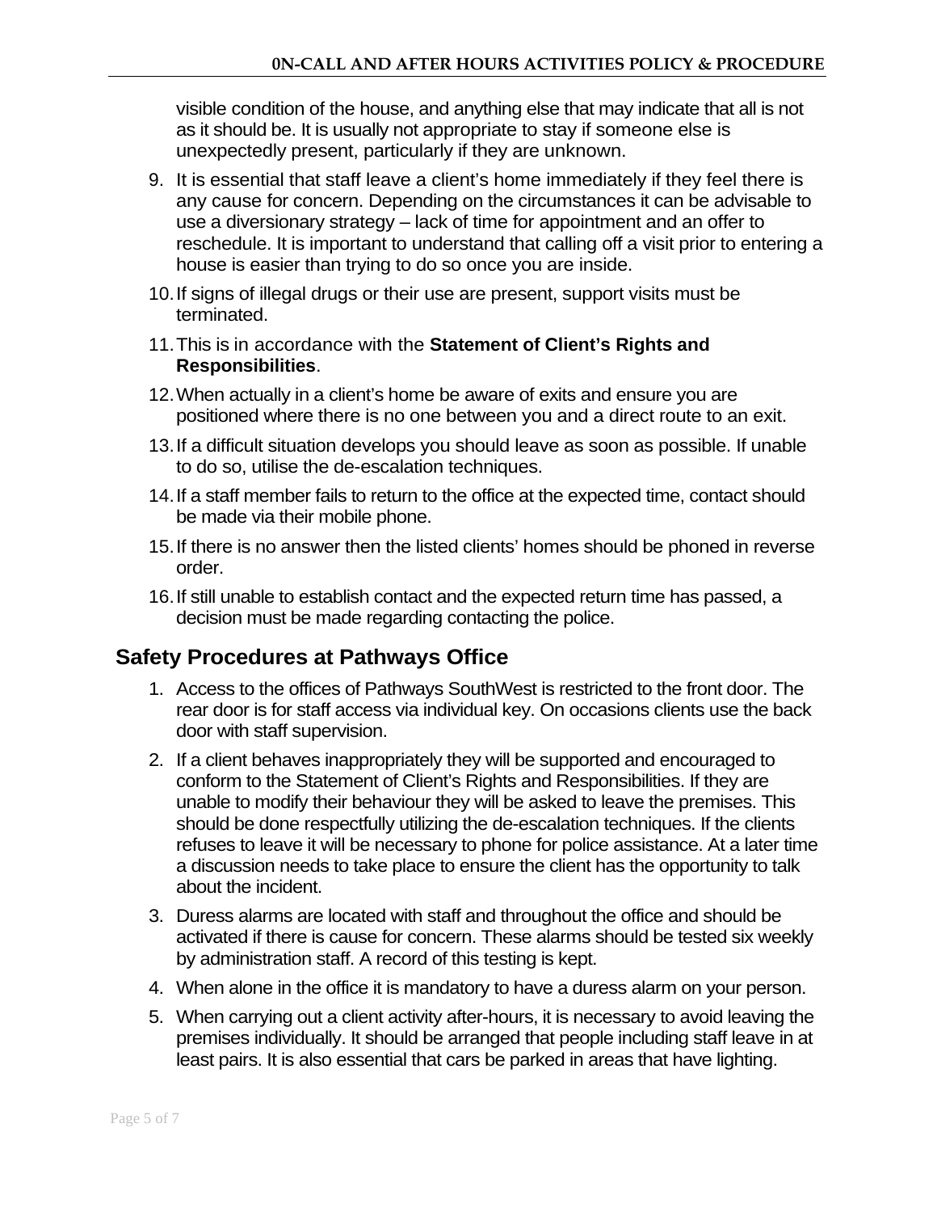visible condition of the house, and anything else that may indicate that all is not as it should be. It is usually not appropriate to stay if someone else is unexpectedly present, particularly if they are unknown.

9. It is essential that staff leave a client's home immediately if they feel there is any cause for concern. Depending on the circumstances it can be advisable to use a diversionary strategy – lack of time for appointment and an offer to reschedule. It is important to understand that calling off a visit prior to entering a house is easier than trying to do so once you are inside.
10. If signs of illegal drugs or their use are present, support visits must be terminated.
11. This is in accordance with the **Statement of Client's Rights and Responsibilities**.
12. When actually in a client's home be aware of exits and ensure you are positioned where there is no one between you and a direct route to an exit.
13. If a difficult situation develops you should leave as soon as possible. If unable to do so, utilise the de-escalation techniques.
14. If a staff member fails to return to the office at the expected time, contact should be made via their mobile phone.
15. If there is no answer then the listed clients' homes should be phoned in reverse order.
16. If still unable to establish contact and the expected return time has passed, a decision must be made regarding contacting the police.

## Safety Procedures at Pathways Office

1. Access to the offices of Pathways SouthWest is restricted to the front door. The rear door is for staff access via individual key. On occasions clients use the back door with staff supervision.
2. If a client behaves inappropriately they will be supported and encouraged to conform to the Statement of Client's Rights and Responsibilities. If they are unable to modify their behaviour they will be asked to leave the premises. This should be done respectfully utilizing the de-escalation techniques. If the clients refuses to leave it will be necessary to phone for police assistance. At a later time a discussion needs to take place to ensure the client has the opportunity to talk about the incident.
3. Duress alarms are located with staff and throughout the office and should be activated if there is cause for concern. These alarms should be tested six weekly by administration staff. A record of this testing is kept.
4. When alone in the office it is mandatory to have a duress alarm on your person.
5. When carrying out a client activity after-hours, it is necessary to avoid leaving the premises individually. It should be arranged that people including staff leave in at least pairs. It is also essential that cars be parked in areas that have lighting.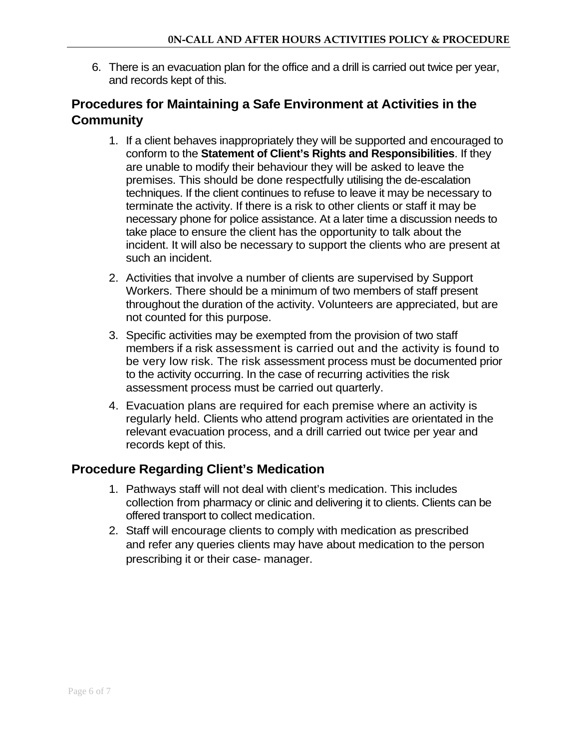6. There is an evacuation plan for the office and a drill is carried out twice per year, and records kept of this.

## Procedures for Maintaining a Safe Environment at Activities in the Community

1. If a client behaves inappropriately they will be supported and encouraged to conform to the **Statement of Client's Rights and Responsibilities**. If they are unable to modify their behaviour they will be asked to leave the premises. This should be done respectfully utilising the de-escalation techniques. If the client continues to refuse to leave it may be necessary to terminate the activity. If there is a risk to other clients or staff it may be necessary phone for police assistance. At a later time a discussion needs to take place to ensure the client has the opportunity to talk about the incident. It will also be necessary to support the clients who are present at such an incident.
2. Activities that involve a number of clients are supervised by Support Workers. There should be a minimum of two members of staff present throughout the duration of the activity. Volunteers are appreciated, but are not counted for this purpose.
3. Specific activities may be exempted from the provision of two staff members if a risk assessment is carried out and the activity is found to be very low risk. The risk assessment process must be documented prior to the activity occurring. In the case of recurring activities the risk assessment process must be carried out quarterly.
4. Evacuation plans are required for each premise where an activity is regularly held. Clients who attend program activities are orientated in the relevant evacuation process, and a drill carried out twice per year and records kept of this.

## Procedure Regarding Client's Medication

1. Pathways staff will not deal with client's medication. This includes collection from pharmacy or clinic and delivering it to clients. Clients can be offered transport to collect medication.
2. Staff will encourage clients to comply with medication as prescribed and refer any queries clients may have about medication to the person prescribing it or their case- manager.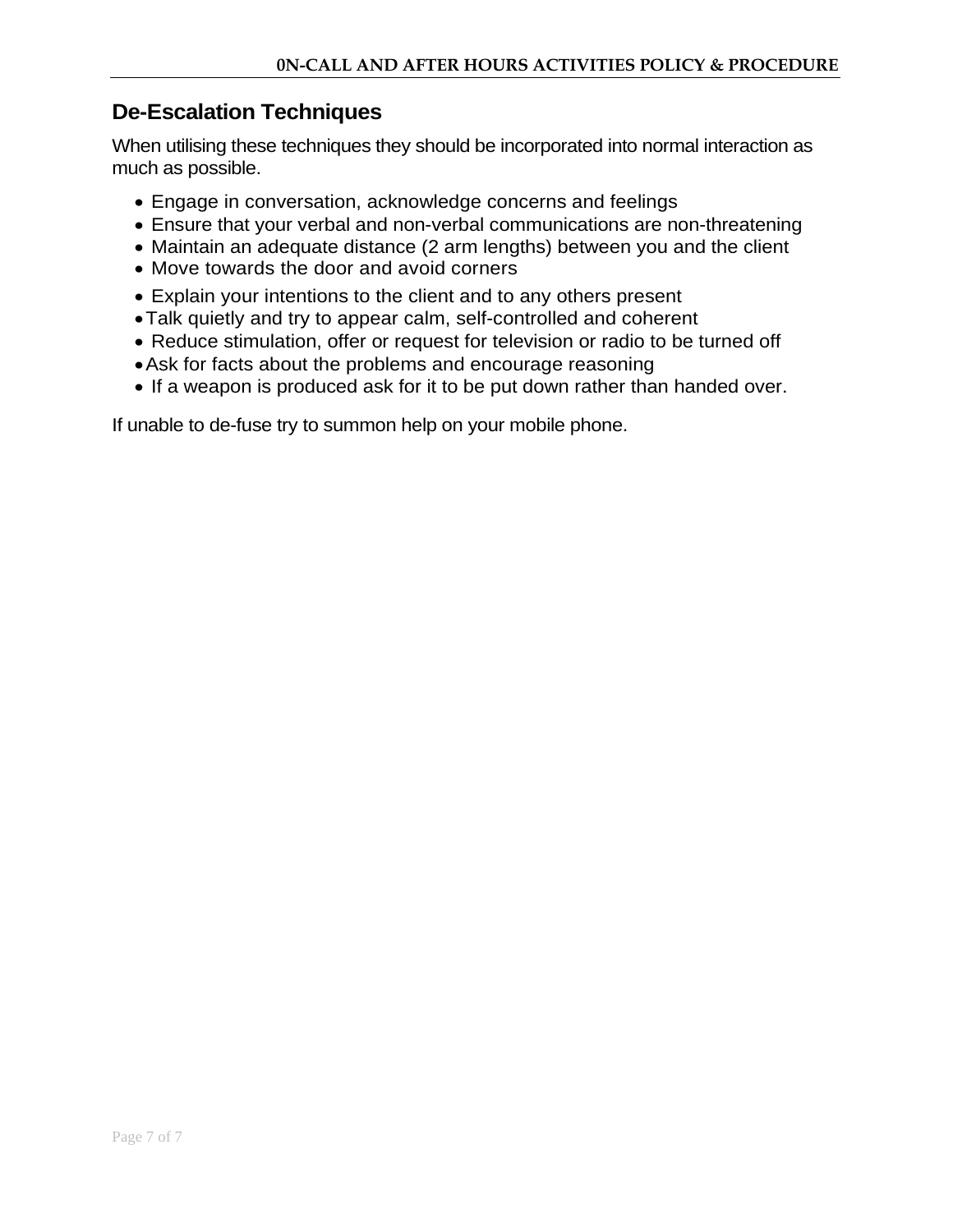## De-Escalation Techniques

When utilising these techniques they should be incorporated into normal interaction as much as possible.

- Engage in conversation, acknowledge concerns and feelings
- Ensure that your verbal and non-verbal communications are non-threatening
- Maintain an adequate distance (2 arm lengths) between you and the client
- Move towards the door and avoid corners
- Explain your intentions to the client and to any others present
- Talk quietly and try to appear calm, self-controlled and coherent
- Reduce stimulation, offer or request for television or radio to be turned off
- Ask for facts about the problems and encourage reasoning
- If a weapon is produced ask for it to be put down rather than handed over.

If unable to de-fuse try to summon help on your mobile phone.